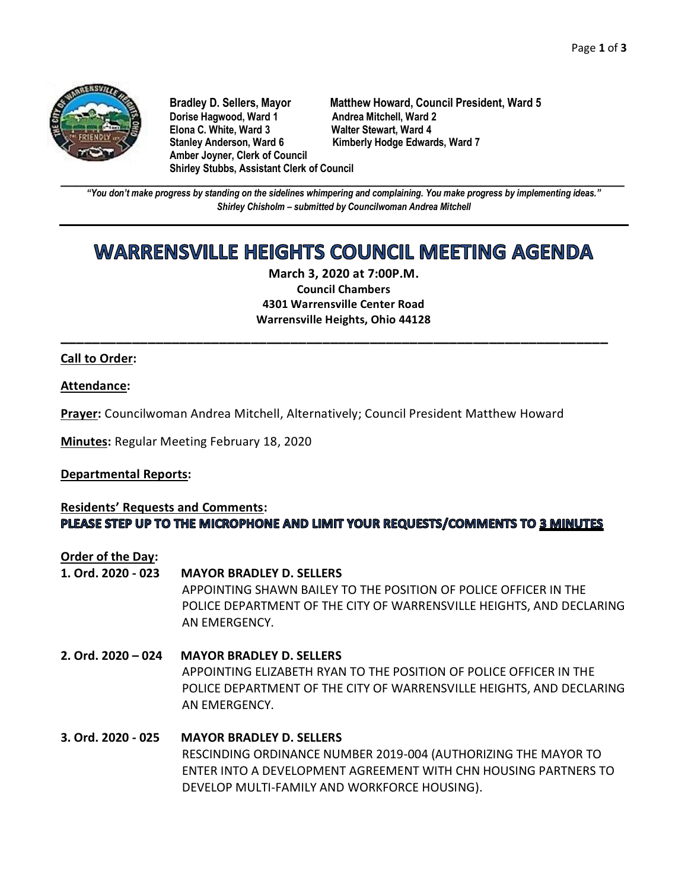**Bradley D. Sellers, Mayor**
**Matthew Howard, Council President, Ward 5**
**Dorise Hagwood, Ward 1**
**Andrea Mitchell, Ward 2**
**Elona C. White, Ward 3**
**Walter Stewart, Ward 4**
**Stanley Anderson, Ward 6**
**Kimberly Hodge Edwards, Ward 7**
**Amber Joyner, Clerk of Council**
**Shirley Stubbs, Assistant Clerk of Council**

***"You don't make progress by standing on the sidelines whimpering and complaining. You make progress by implementing ideas."***
***Shirley Chisholm – submitted by Councilwoman Andrea Mitchell***

# WARRENSVILLE HEIGHTS COUNCIL MEETING AGENDA

**March 3, 2020 at 7:00P.M.**
**Council Chambers**
**4301 Warrensville Center Road**
**Warrensville Heights, Ohio 44128**

**Call to Order:**

**Attendance:**

**Prayer:** Councilwoman Andrea Mitchell, Alternatively; Council President Matthew Howard

**Minutes:** Regular Meeting February 18, 2020

**Departmental Reports:**

**Residents' Requests and Comments:**
**PLEASE STEP UP TO THE MICROPHONE AND LIMIT YOUR REQUESTS/COMMENTS TO 3 MINUTES**

**Order of the Day:**

**1. Ord. 2020 - 023 MAYOR BRADLEY D. SELLERS**
APPOINTING SHAWN BAILEY TO THE POSITION OF POLICE OFFICER IN THE POLICE DEPARTMENT OF THE CITY OF WARRENSVILLE HEIGHTS, AND DECLARING AN EMERGENCY.

**2. Ord. 2020 – 024 MAYOR BRADLEY D. SELLERS**
APPOINTING ELIZABETH RYAN TO THE POSITION OF POLICE OFFICER IN THE POLICE DEPARTMENT OF THE CITY OF WARRENSVILLE HEIGHTS, AND DECLARING AN EMERGENCY.

**3. Ord. 2020 - 025 MAYOR BRADLEY D. SELLERS**
RESCINDING ORDINANCE NUMBER 2019-004 (AUTHORIZING THE MAYOR TO ENTER INTO A DEVELOPMENT AGREEMENT WITH CHN HOUSING PARTNERS TO DEVELOP MULTI-FAMILY AND WORKFORCE HOUSING).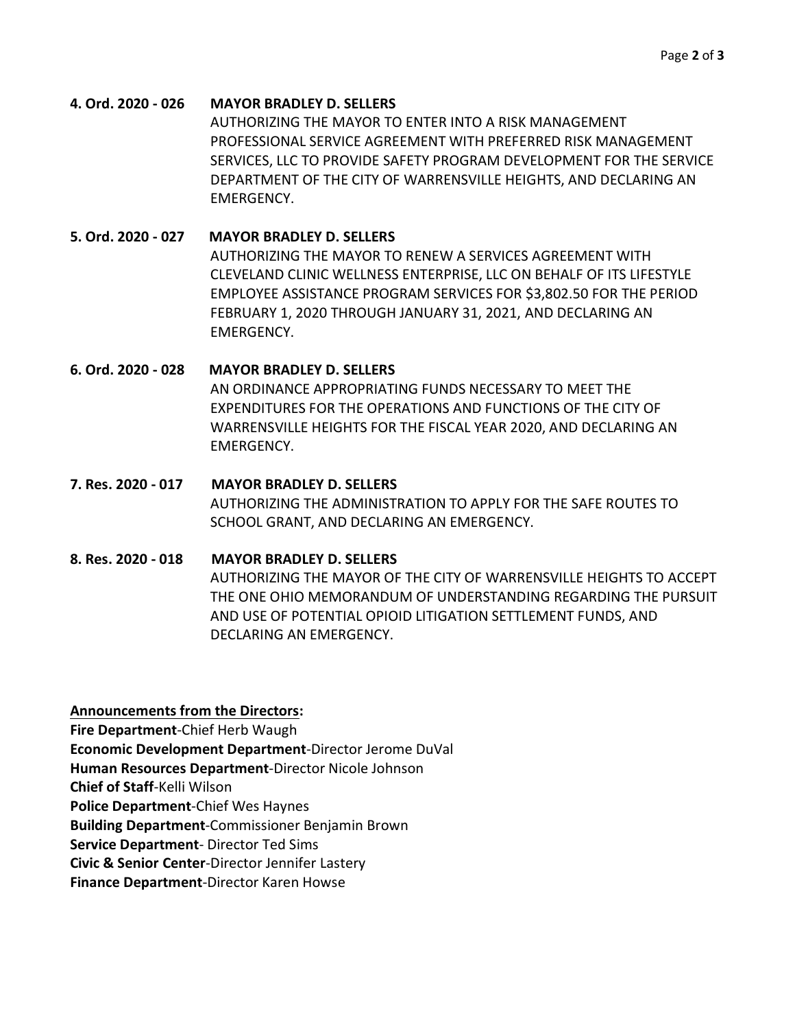**4. Ord. 2020 - 026** **MAYOR BRADLEY D. SELLERS**

AUTHORIZING THE MAYOR TO ENTER INTO A RISK MANAGEMENT PROFESSIONAL SERVICE AGREEMENT WITH PREFERRED RISK MANAGEMENT SERVICES, LLC TO PROVIDE SAFETY PROGRAM DEVELOPMENT FOR THE SERVICE DEPARTMENT OF THE CITY OF WARRENSVILLE HEIGHTS, AND DECLARING AN EMERGENCY.

**5. Ord. 2020 - 027** **MAYOR BRADLEY D. SELLERS**

AUTHORIZING THE MAYOR TO RENEW A SERVICES AGREEMENT WITH CLEVELAND CLINIC WELLNESS ENTERPRISE, LLC ON BEHALF OF ITS LIFESTYLE EMPLOYEE ASSISTANCE PROGRAM SERVICES FOR $3,802.50 FOR THE PERIOD FEBRUARY 1, 2020 THROUGH JANUARY 31, 2021, AND DECLARING AN EMERGENCY.

**6. Ord. 2020 - 028** **MAYOR BRADLEY D. SELLERS**

AN ORDINANCE APPROPRIATING FUNDS NECESSARY TO MEET THE EXPENDITURES FOR THE OPERATIONS AND FUNCTIONS OF THE CITY OF WARRENSVILLE HEIGHTS FOR THE FISCAL YEAR 2020, AND DECLARING AN EMERGENCY.

**7. Res. 2020 - 017** **MAYOR BRADLEY D. SELLERS**

AUTHORIZING THE ADMINISTRATION TO APPLY FOR THE SAFE ROUTES TO SCHOOL GRANT, AND DECLARING AN EMERGENCY.

**8. Res. 2020 - 018** **MAYOR BRADLEY D. SELLERS**

AUTHORIZING THE MAYOR OF THE CITY OF WARRENSVILLE HEIGHTS TO ACCEPT THE ONE OHIO MEMORANDUM OF UNDERSTANDING REGARDING THE PURSUIT AND USE OF POTENTIAL OPIOID LITIGATION SETTLEMENT FUNDS, AND DECLARING AN EMERGENCY.

**Announcements from the Directors:**

**Fire Department**-Chief Herb Waugh
**Economic Development Department**-Director Jerome DuVal
**Human Resources Department**-Director Nicole Johnson
**Chief of Staff**-Kelli Wilson
**Police Department**-Chief Wes Haynes
**Building Department**-Commissioner Benjamin Brown
**Service Department**- Director Ted Sims
**Civic & Senior Center**-Director Jennifer Lastery
**Finance Department**-Director Karen Howse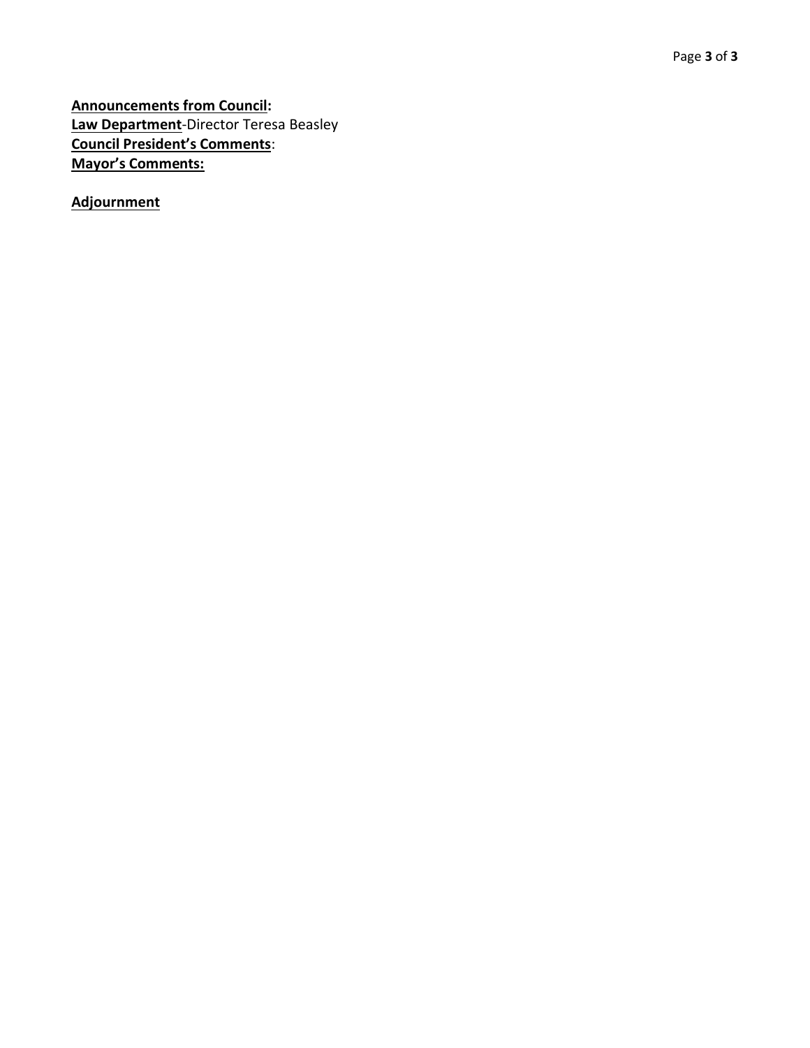**Announcements from Council:**
**Law Department**-Director Teresa Beasley
**Council President's Comments**:
**Mayor's Comments:**

**Adjournment**